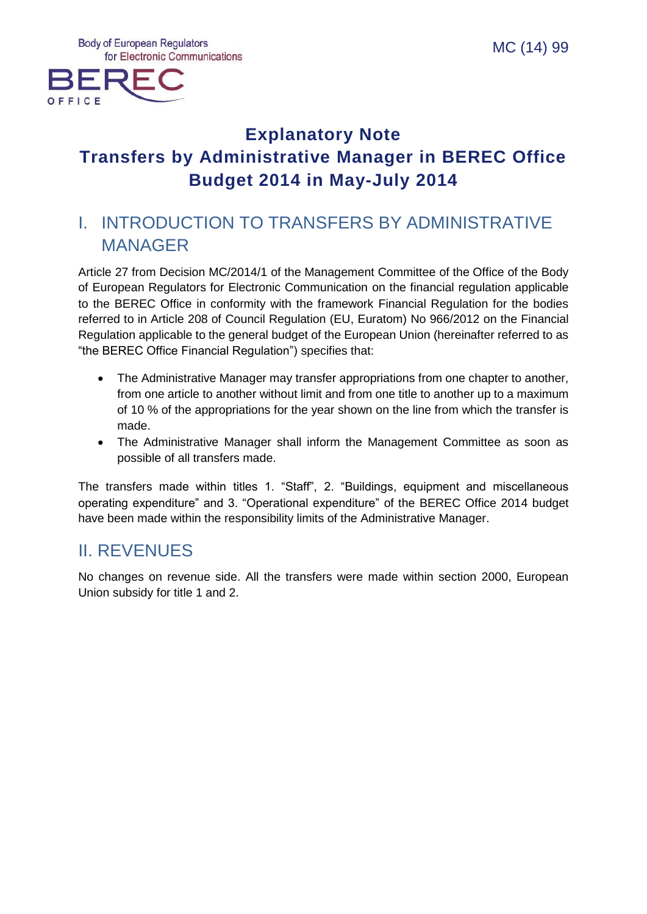MC (14) 99

# Explanatory Note
# Transfers by Administrative Manager in BEREC Office Budget 2014 in May-July 2014

## I. INTRODUCTION TO TRANSFERS BY ADMINISTRATIVE MANAGER

Article 27 from Decision MC/2014/1 of the Management Committee of the Office of the Body of European Regulators for Electronic Communication on the financial regulation applicable to the BEREC Office in conformity with the framework Financial Regulation for the bodies referred to in Article 208 of Council Regulation (EU, Euratom) No 966/2012 on the Financial Regulation applicable to the general budget of the European Union (hereinafter referred to as "the BEREC Office Financial Regulation") specifies that:

- The Administrative Manager may transfer appropriations from one chapter to another, from one article to another without limit and from one title to another up to a maximum of 10 % of the appropriations for the year shown on the line from which the transfer is made.
- The Administrative Manager shall inform the Management Committee as soon as possible of all transfers made.

The transfers made within titles 1. "Staff", 2. "Buildings, equipment and miscellaneous operating expenditure" and 3. "Operational expenditure" of the BEREC Office 2014 budget have been made within the responsibility limits of the Administrative Manager.

## II. REVENUES

No changes on revenue side. All the transfers were made within section 2000, European Union subsidy for title 1 and 2.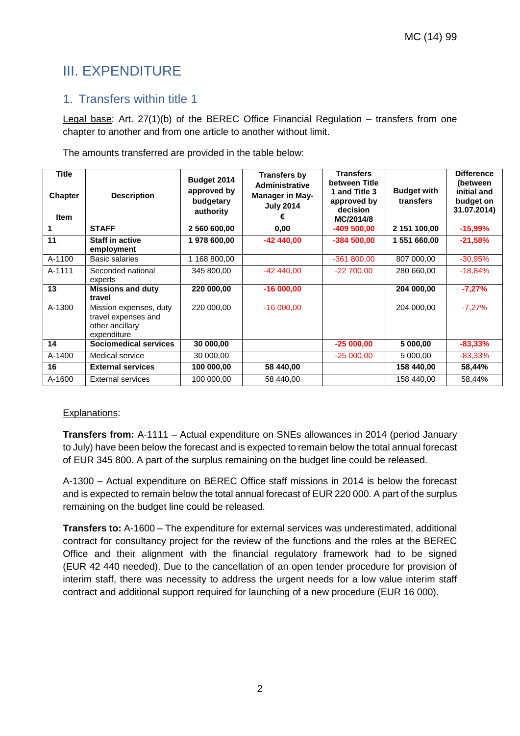## III. EXPENDITURE

### 1. Transfers within title 1

Legal base: Art. 27(1)(b) of the BEREC Office Financial Regulation – transfers from one chapter to another and from one article to another without limit.

The amounts transferred are provided in the table below:

| Title<br><br>Chapter<br><br>Item | Description | Budget 2014 approved by budgetary authority | Transfers by Administrative Manager in May-July 2014<br>€ | Transfers between Title 1 and Title 3 approved by decision MC/2014/8 | Budget with transfers | Difference (between initial and budget on 31.07.2014) |
|---|---|---|---|---|---|---|
| **1** | **STAFF** | **2 560 600,00** | **0,00** | **-409 500,00** | **2 151 100,00** | **-15,99%** |
| **11** | **Staff in active employment** | **1 978 600,00** | **-42 440,00** | **-384 500,00** | **1 551 660,00** | **-21,58%** |
| A-1100 | Basic salaries | 1 168 800,00 | | -361 800,00 | 807 000,00 | -30,95% |
| A-1111 | Seconded national experts | 345 800,00 | -42 440,00 | -22 700,00 | 280 660,00 | -18,84% |
| **13** | **Missions and duty travel** | **220 000,00** | **-16 000,00** | | **204 000,00** | **-7,27%** |
| A-1300 | Mission expenses, duty travel expenses and other ancillary expenditure | 220 000,00 | -16 000,00 | | 204 000,00 | -7,27% |
| **14** | **Sociomedical services** | **30 000,00** | | **-25 000,00** | **5 000,00** | **-83,33%** |
| A-1400 | Medical service | 30 000,00 | | -25 000,00 | 5 000,00 | -83,33% |
| **16** | **External services** | **100 000,00** | **58 440,00** | | **158 440,00** | **58,44%** |
| A-1600 | External services | 100 000,00 | 58 440,00 | | 158 440,00 | 58,44% |

Explanations:

**Transfers from:** A-1111 – Actual expenditure on SNEs allowances in 2014 (period January to July) have been below the forecast and is expected to remain below the total annual forecast of EUR 345 800. A part of the surplus remaining on the budget line could be released.

A-1300 – Actual expenditure on BEREC Office staff missions in 2014 is below the forecast and is expected to remain below the total annual forecast of EUR 220 000. A part of the surplus remaining on the budget line could be released.

**Transfers to:** A-1600 – The expenditure for external services was underestimated, additional contract for consultancy project for the review of the functions and the roles at the BEREC Office and their alignment with the financial regulatory framework had to be signed (EUR 42 440 needed). Due to the cancellation of an open tender procedure for provision of interim staff, there was necessity to address the urgent needs for a low value interim staff contract and additional support required for launching of a new procedure (EUR 16 000).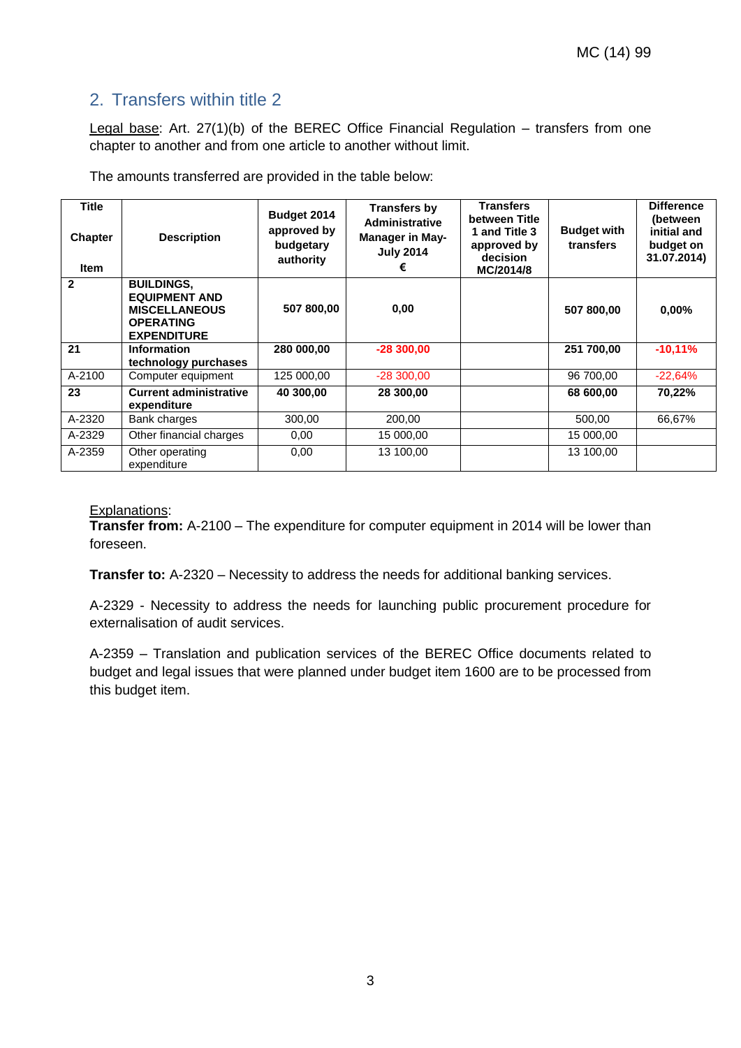## 2. Transfers within title 2

Legal base: Art. 27(1)(b) of the BEREC Office Financial Regulation – transfers from one chapter to another and from one article to another without limit.

The amounts transferred are provided in the table below:

| Title<br>Chapter<br>Item | Description | Budget 2014 approved by budgetary authority | Transfers by Administrative Manager in May-July 2014 € | Transfers between Title 1 and Title 3 approved by decision MC/2014/8 | Budget with transfers | Difference (between initial and budget on 31.07.2014) |
|---|---|---|---|---|---|---|
| **2** | **BUILDINGS, EQUIPMENT AND MISCELLANEOUS OPERATING EXPENDITURE** | **507 800,00** | **0,00** | | **507 800,00** | **0,00%** |
| **21** | **Information technology purchases** | **280 000,00** | **-28 300,00** | | **251 700,00** | **-10,11%** |
| A-2100 | Computer equipment | 125 000,00 | -28 300,00 | | 96 700,00 | -22,64% |
| **23** | **Current administrative expenditure** | **40 300,00** | **28 300,00** | | **68 600,00** | **70,22%** |
| A-2320 | Bank charges | 300,00 | 200,00 | | 500,00 | 66,67% |
| A-2329 | Other financial charges | 0,00 | 15 000,00 | | 15 000,00 | |
| A-2359 | Other operating expenditure | 0,00 | 13 100,00 | | 13 100,00 | |

Explanations:

**Transfer from:** A-2100 – The expenditure for computer equipment in 2014 will be lower than foreseen.

**Transfer to:** A-2320 – Necessity to address the needs for additional banking services.

A-2329 - Necessity to address the needs for launching public procurement procedure for externalisation of audit services.

A-2359 – Translation and publication services of the BEREC Office documents related to budget and legal issues that were planned under budget item 1600 are to be processed from this budget item.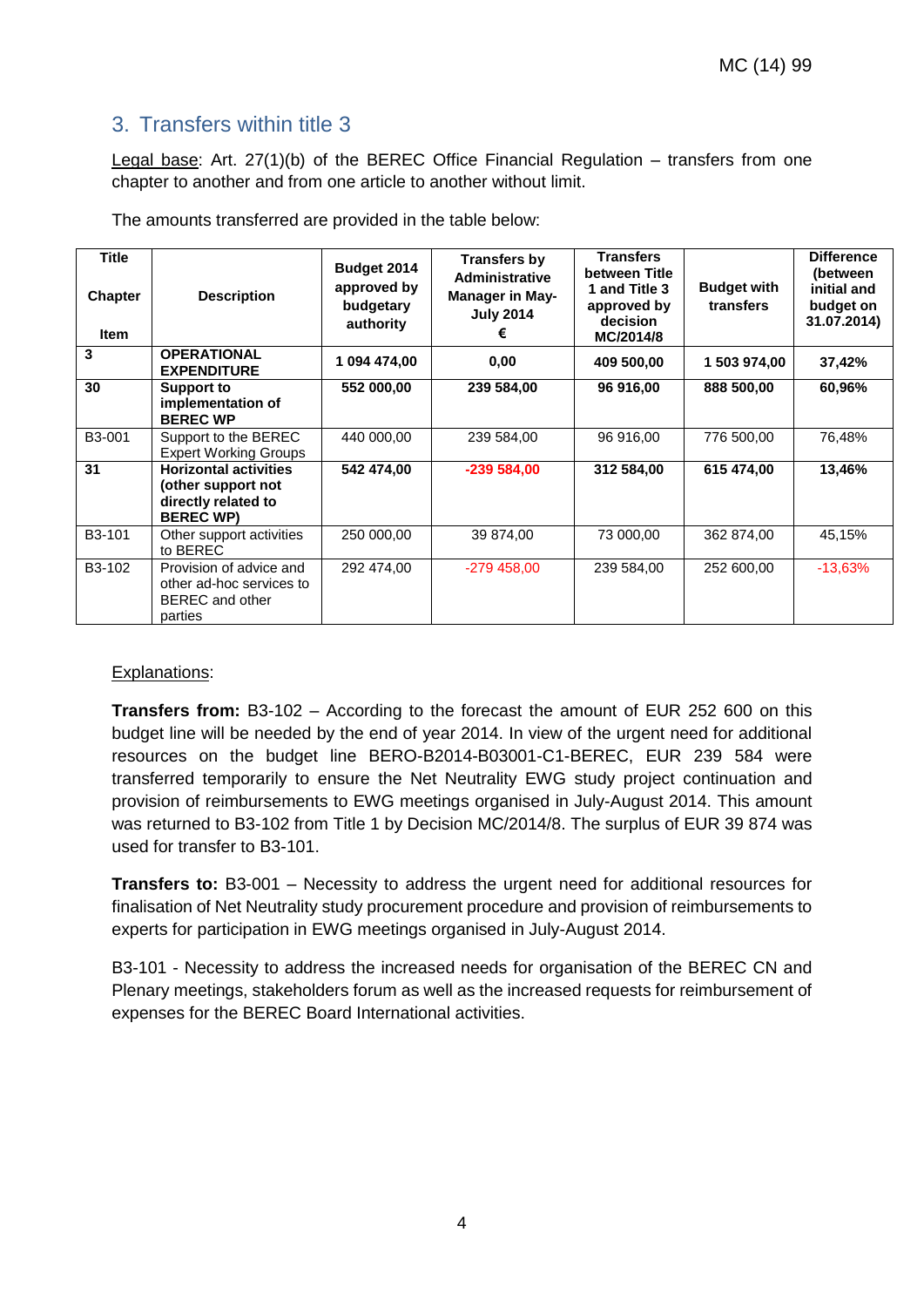## 3. Transfers within title 3

Legal base: Art. 27(1)(b) of the BEREC Office Financial Regulation – transfers from one chapter to another and from one article to another without limit.

The amounts transferred are provided in the table below:

| Title<br>Chapter<br>Item | Description | Budget 2014 approved by budgetary authority | Transfers by Administrative Manager in May-July 2014 € | Transfers between Title 1 and Title 3 approved by decision MC/2014/8 | Budget with transfers | Difference (between initial and budget on 31.07.2014) |
|---|---|---|---|---|---|---|
| **3** | **OPERATIONAL EXPENDITURE** | **1 094 474,00** | **0,00** | **409 500,00** | **1 503 974,00** | **37,42%** |
| **30** | **Support to implementation of BEREC WP** | **552 000,00** | **239 584,00** | **96 916,00** | **888 500,00** | **60,96%** |
| B3-001 | Support to the BEREC Expert Working Groups | 440 000,00 | 239 584,00 | 96 916,00 | 776 500,00 | 76,48% |
| **31** | **Horizontal activities (other support not directly related to BEREC WP)** | **542 474,00** | **-239 584,00** | **312 584,00** | **615 474,00** | **13,46%** |
| B3-101 | Other support activities to BEREC | 250 000,00 | 39 874,00 | 73 000,00 | 362 874,00 | 45,15% |
| B3-102 | Provision of advice and other ad-hoc services to BEREC and other parties | 292 474,00 | -279 458,00 | 239 584,00 | 252 600,00 | -13,63% |

Explanations:

**Transfers from:** B3-102 – According to the forecast the amount of EUR 252 600 on this budget line will be needed by the end of year 2014. In view of the urgent need for additional resources on the budget line BERO-B2014-B03001-C1-BEREC, EUR 239 584 were transferred temporarily to ensure the Net Neutrality EWG study project continuation and provision of reimbursements to EWG meetings organised in July-August 2014. This amount was returned to B3-102 from Title 1 by Decision MC/2014/8. The surplus of EUR 39 874 was used for transfer to B3-101.

**Transfers to:** B3-001 – Necessity to address the urgent need for additional resources for finalisation of Net Neutrality study procurement procedure and provision of reimbursements to experts for participation in EWG meetings organised in July-August 2014.

B3-101 - Necessity to address the increased needs for organisation of the BEREC CN and Plenary meetings, stakeholders forum as well as the increased requests for reimbursement of expenses for the BEREC Board International activities.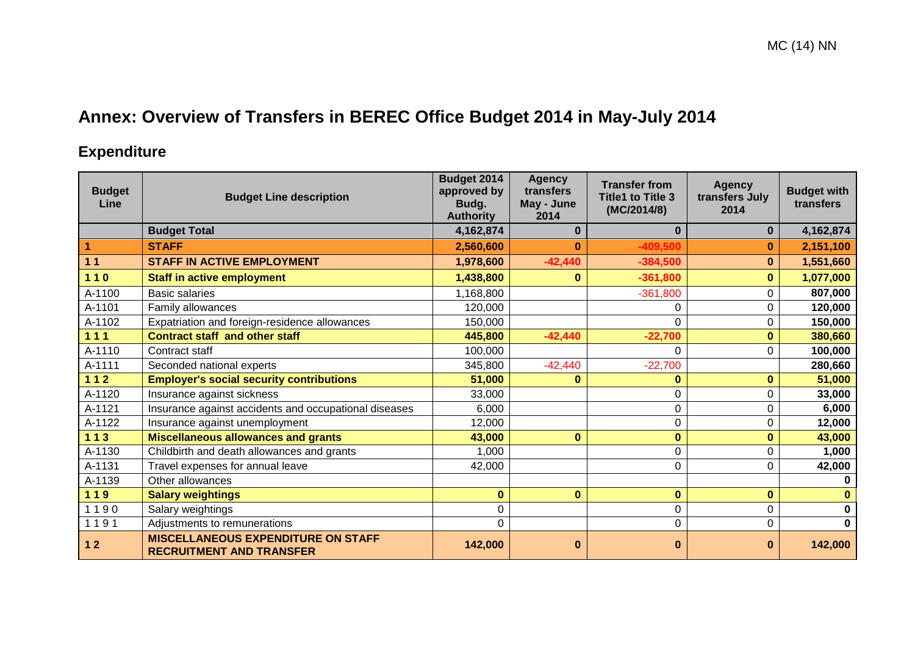# Annex: Overview of Transfers in BEREC Office Budget 2014 in May-July 2014

## Expenditure

| Budget Line | Budget Line description | Budget 2014 approved by Budg. Authority | Agency transfers May - June 2014 | Transfer from Title1 to Title 3 (MC/2014/8) | Agency transfers July 2014 | Budget with transfers |
|---|---|---|---|---|---|---|
| | **Budget Total** | **4,162,874** | **0** | **0** | **0** | **4,162,874** |
| **1** | **STAFF** | **2,560,600** | **0** | **-409,500** | **0** | **2,151,100** |
| **1 1** | **STAFF IN ACTIVE EMPLOYMENT** | **1,978,600** | **-42,440** | **-384,500** | **0** | **1,551,660** |
| **1 1 0** | **Staff in active employment** | **1,438,800** | **0** | **-361,800** | **0** | **1,077,000** |
| A-1100 | Basic salaries | 1,168,800 | | -361,800 | 0 | **807,000** |
| A-1101 | Family allowances | 120,000 | | 0 | 0 | **120,000** |
| A-1102 | Expatriation and foreign-residence allowances | 150,000 | | 0 | 0 | **150,000** |
| **1 1 1** | **Contract staff and other staff** | **445,800** | **-42,440** | **-22,700** | **0** | **380,660** |
| A-1110 | Contract staff | 100,000 | | 0 | 0 | **100,000** |
| A-1111 | Seconded national experts | 345,800 | -42,440 | -22,700 | | **280,660** |
| **1 1 2** | **Employer's social security contributions** | **51,000** | **0** | **0** | **0** | **51,000** |
| A-1120 | Insurance against sickness | 33,000 | | 0 | 0 | **33,000** |
| A-1121 | Insurance against accidents and occupational diseases | 6,000 | | 0 | 0 | **6,000** |
| A-1122 | Insurance against unemployment | 12,000 | | 0 | 0 | **12,000** |
| **1 1 3** | **Miscellaneous allowances and grants** | **43,000** | **0** | **0** | **0** | **43,000** |
| A-1130 | Childbirth and death allowances and grants | 1,000 | | 0 | 0 | **1,000** |
| A-1131 | Travel expenses for annual leave | 42,000 | | 0 | 0 | **42,000** |
| A-1139 | Other allowances | | | | | **0** |
| **1 1 9** | **Salary weightings** | **0** | **0** | **0** | **0** | **0** |
| 1 1 9 0 | Salary weightings | 0 | | 0 | 0 | **0** |
| 1 1 9 1 | Adjustments to remunerations | 0 | | 0 | 0 | **0** |
| **1 2** | **MISCELLANEOUS EXPENDITURE ON STAFF RECRUITMENT AND TRANSFER** | **142,000** | **0** | **0** | **0** | **142,000** |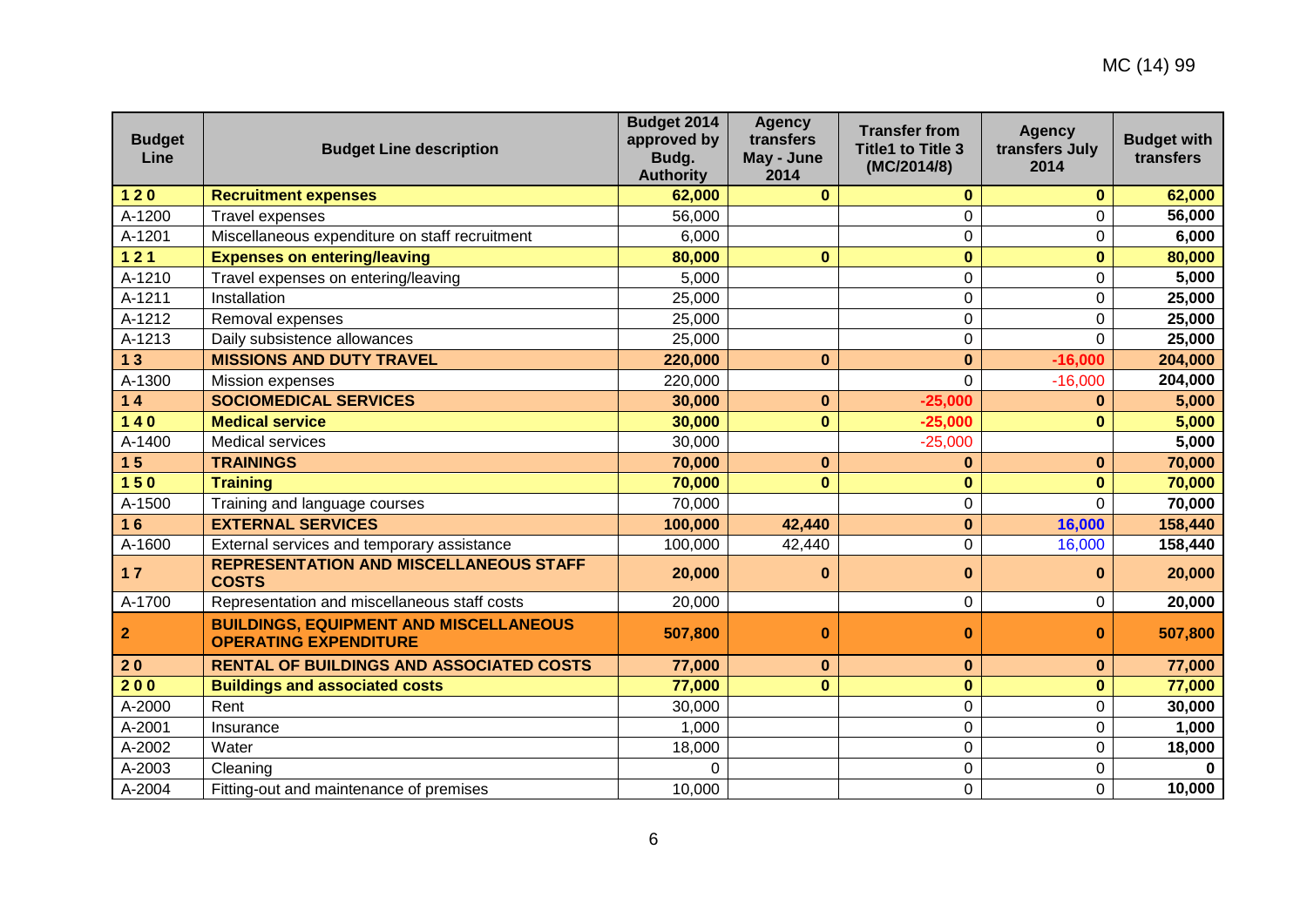MC (14) 99

| Budget Line | Budget Line description | Budget 2014 approved by Budg. Authority | Agency transfers May - June 2014 | Transfer from Title1 to Title 3 (MC/2014/8) | Agency transfers July 2014 | Budget with transfers |
|---|---|---|---|---|---|---|
| **1 2 0** | **Recruitment expenses** | **62,000** | **0** | **0** | **0** | **62,000** |
| A-1200 | Travel expenses | 56,000 | | 0 | 0 | **56,000** |
| A-1201 | Miscellaneous expenditure on staff recruitment | 6,000 | | 0 | 0 | **6,000** |
| **1 2 1** | **Expenses on entering/leaving** | **80,000** | **0** | **0** | **0** | **80,000** |
| A-1210 | Travel expenses on entering/leaving | 5,000 | | 0 | 0 | **5,000** |
| A-1211 | Installation | 25,000 | | 0 | 0 | **25,000** |
| A-1212 | Removal expenses | 25,000 | | 0 | 0 | **25,000** |
| A-1213 | Daily subsistence allowances | 25,000 | | 0 | 0 | **25,000** |
| **1 3** | **MISSIONS AND DUTY TRAVEL** | **220,000** | **0** | **0** | **-16,000** | **204,000** |
| A-1300 | Mission expenses | 220,000 | | 0 | -16,000 | **204,000** |
| **1 4** | **SOCIOMEDICAL SERVICES** | **30,000** | **0** | **-25,000** | **0** | **5,000** |
| **1 4 0** | **Medical service** | **30,000** | **0** | **-25,000** | **0** | **5,000** |
| A-1400 | Medical services | 30,000 | | -25,000 | | **5,000** |
| **1 5** | **TRAININGS** | **70,000** | **0** | **0** | **0** | **70,000** |
| **1 5 0** | **Training** | **70,000** | **0** | **0** | **0** | **70,000** |
| A-1500 | Training and language courses | 70,000 | | 0 | 0 | **70,000** |
| **1 6** | **EXTERNAL SERVICES** | **100,000** | **42,440** | **0** | **16,000** | **158,440** |
| A-1600 | External services and temporary assistance | 100,000 | 42,440 | 0 | 16,000 | **158,440** |
| **1 7** | **REPRESENTATION AND MISCELLANEOUS STAFF COSTS** | **20,000** | **0** | **0** | **0** | **20,000** |
| A-1700 | Representation and miscellaneous staff costs | 20,000 | | 0 | 0 | **20,000** |
| **2** | **BUILDINGS, EQUIPMENT AND MISCELLANEOUS OPERATING EXPENDITURE** | **507,800** | **0** | **0** | **0** | **507,800** |
| **2 0** | **RENTAL OF BUILDINGS AND ASSOCIATED COSTS** | **77,000** | **0** | **0** | **0** | **77,000** |
| **2 0 0** | **Buildings and associated costs** | **77,000** | **0** | **0** | **0** | **77,000** |
| A-2000 | Rent | 30,000 | | 0 | 0 | **30,000** |
| A-2001 | Insurance | 1,000 | | 0 | 0 | **1,000** |
| A-2002 | Water | 18,000 | | 0 | 0 | **18,000** |
| A-2003 | Cleaning | 0 | | 0 | 0 | **0** |
| A-2004 | Fitting-out and maintenance of premises | 10,000 | | 0 | 0 | **10,000** |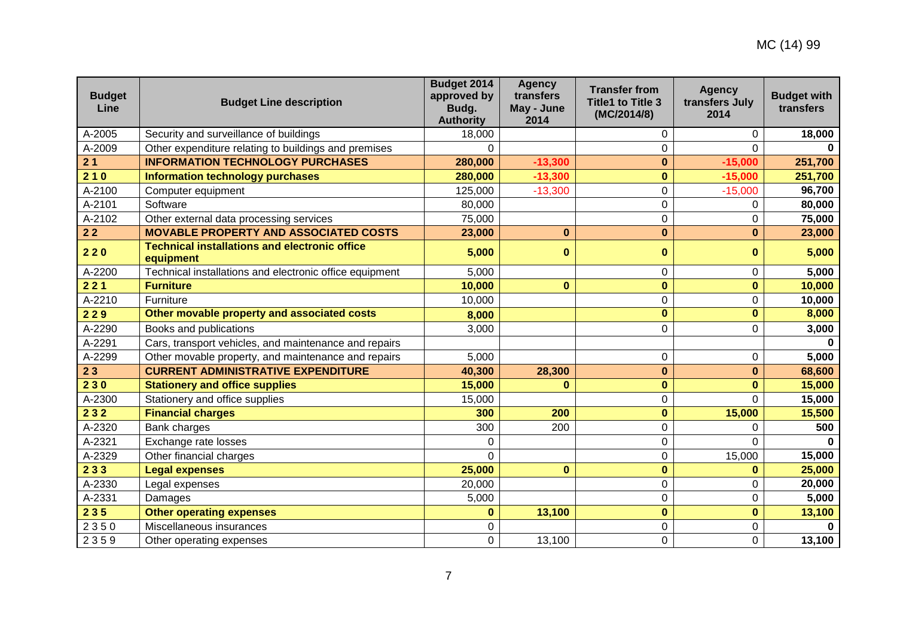| Budget Line | Budget Line description | Budget 2014 approved by Budg. Authority | Agency transfers May - June 2014 | Transfer from Title1 to Title 3 (MC/2014/8) | Agency transfers July 2014 | Budget with transfers |
|---|---|---|---|---|---|---|
| A-2005 | Security and surveillance of buildings | 18,000 | | 0 | 0 | **18,000** |
| A-2009 | Other expenditure relating to buildings and premises | 0 | | 0 | 0 | **0** |
| **2 1** | **INFORMATION TECHNOLOGY PURCHASES** | **280,000** | **-13,300** | **0** | **-15,000** | **251,700** |
| **2 1 0** | **Information technology purchases** | **280,000** | **-13,300** | **0** | **-15,000** | **251,700** |
| A-2100 | Computer equipment | 125,000 | -13,300 | 0 | -15,000 | **96,700** |
| A-2101 | Software | 80,000 | | 0 | 0 | **80,000** |
| A-2102 | Other external data processing services | 75,000 | | 0 | 0 | **75,000** |
| **2 2** | **MOVABLE PROPERTY AND ASSOCIATED COSTS** | **23,000** | **0** | **0** | **0** | **23,000** |
| **2 2 0** | **Technical installations and electronic office equipment** | **5,000** | **0** | **0** | **0** | **5,000** |
| A-2200 | Technical installations and electronic office equipment | 5,000 | | 0 | 0 | **5,000** |
| **2 2 1** | **Furniture** | **10,000** | **0** | **0** | **0** | **10,000** |
| A-2210 | Furniture | 10,000 | | 0 | 0 | **10,000** |
| **2 2 9** | **Other movable property and associated costs** | **8,000** | | **0** | **0** | **8,000** |
| A-2290 | Books and publications | 3,000 | | 0 | 0 | **3,000** |
| A-2291 | Cars, transport vehicles, and maintenance and repairs | | | | | **0** |
| A-2299 | Other movable property, and maintenance and repairs | 5,000 | | 0 | 0 | **5,000** |
| **2 3** | **CURRENT ADMINISTRATIVE EXPENDITURE** | **40,300** | **28,300** | **0** | **0** | **68,600** |
| **2 3 0** | **Stationery and office supplies** | **15,000** | **0** | **0** | **0** | **15,000** |
| A-2300 | Stationery and office supplies | 15,000 | | 0 | 0 | **15,000** |
| **2 3 2** | **Financial charges** | **300** | **200** | **0** | **15,000** | **15,500** |
| A-2320 | Bank charges | 300 | 200 | 0 | 0 | **500** |
| A-2321 | Exchange rate losses | 0 | | 0 | 0 | **0** |
| A-2329 | Other financial charges | 0 | | 0 | 15,000 | **15,000** |
| **2 3 3** | **Legal expenses** | **25,000** | **0** | **0** | **0** | **25,000** |
| A-2330 | Legal expenses | 20,000 | | 0 | 0 | **20,000** |
| A-2331 | Damages | 5,000 | | 0 | 0 | **5,000** |
| **2 3 5** | **Other operating expenses** | **0** | **13,100** | **0** | **0** | **13,100** |
| 2 3 5 0 | Miscellaneous insurances | 0 | | 0 | 0 | **0** |
| 2 3 5 9 | Other operating expenses | 0 | 13,100 | 0 | 0 | **13,100** |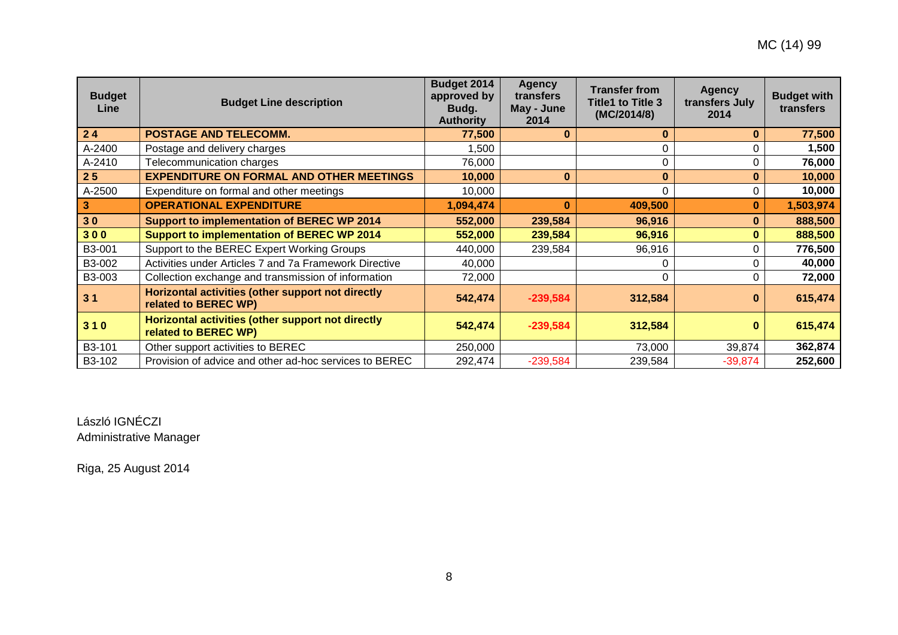| Budget Line | Budget Line description | Budget 2014 approved by Budg. Authority | Agency transfers May - June 2014 | Transfer from Title1 to Title 3 (MC/2014/8) | Agency transfers July 2014 | Budget with transfers |
|---|---|---|---|---|---|---|
| **2 4** | **POSTAGE AND TELECOMM.** | **77,500** | **0** | **0** | **0** | **77,500** |
| A-2400 | Postage and delivery charges | 1,500 | | 0 | 0 | **1,500** |
| A-2410 | Telecommunication charges | 76,000 | | 0 | 0 | **76,000** |
| **2 5** | **EXPENDITURE ON FORMAL AND OTHER MEETINGS** | **10,000** | **0** | **0** | **0** | **10,000** |
| A-2500 | Expenditure on formal and other meetings | 10,000 | | 0 | 0 | **10,000** |
| **3** | **OPERATIONAL EXPENDITURE** | **1,094,474** | **0** | **409,500** | **0** | **1,503,974** |
| **3 0** | **Support to implementation of BEREC WP 2014** | **552,000** | **239,584** | **96,916** | **0** | **888,500** |
| **3 0 0** | **Support to implementation of BEREC WP 2014** | **552,000** | **239,584** | **96,916** | **0** | **888,500** |
| B3-001 | Support to the BEREC Expert Working Groups | 440,000 | 239,584 | 96,916 | 0 | **776,500** |
| B3-002 | Activities under Articles 7 and 7a Framework Directive | 40,000 | | 0 | 0 | **40,000** |
| B3-003 | Collection exchange and transmission of information | 72,000 | | 0 | 0 | **72,000** |
| **3 1** | **Horizontal activities (other support not directly related to BEREC WP)** | **542,474** | **-239,584** | **312,584** | **0** | **615,474** |
| **3 1 0** | **Horizontal activities (other support not directly related to BEREC WP)** | **542,474** | **-239,584** | **312,584** | **0** | **615,474** |
| B3-101 | Other support activities to BEREC | 250,000 | | 73,000 | 39,874 | **362,874** |
| B3-102 | Provision of advice and other ad-hoc services to BEREC | 292,474 | -239,584 | 239,584 | -39,874 | **252,600** |

László IGNÉCZI
Administrative Manager

Riga, 25 August 2014